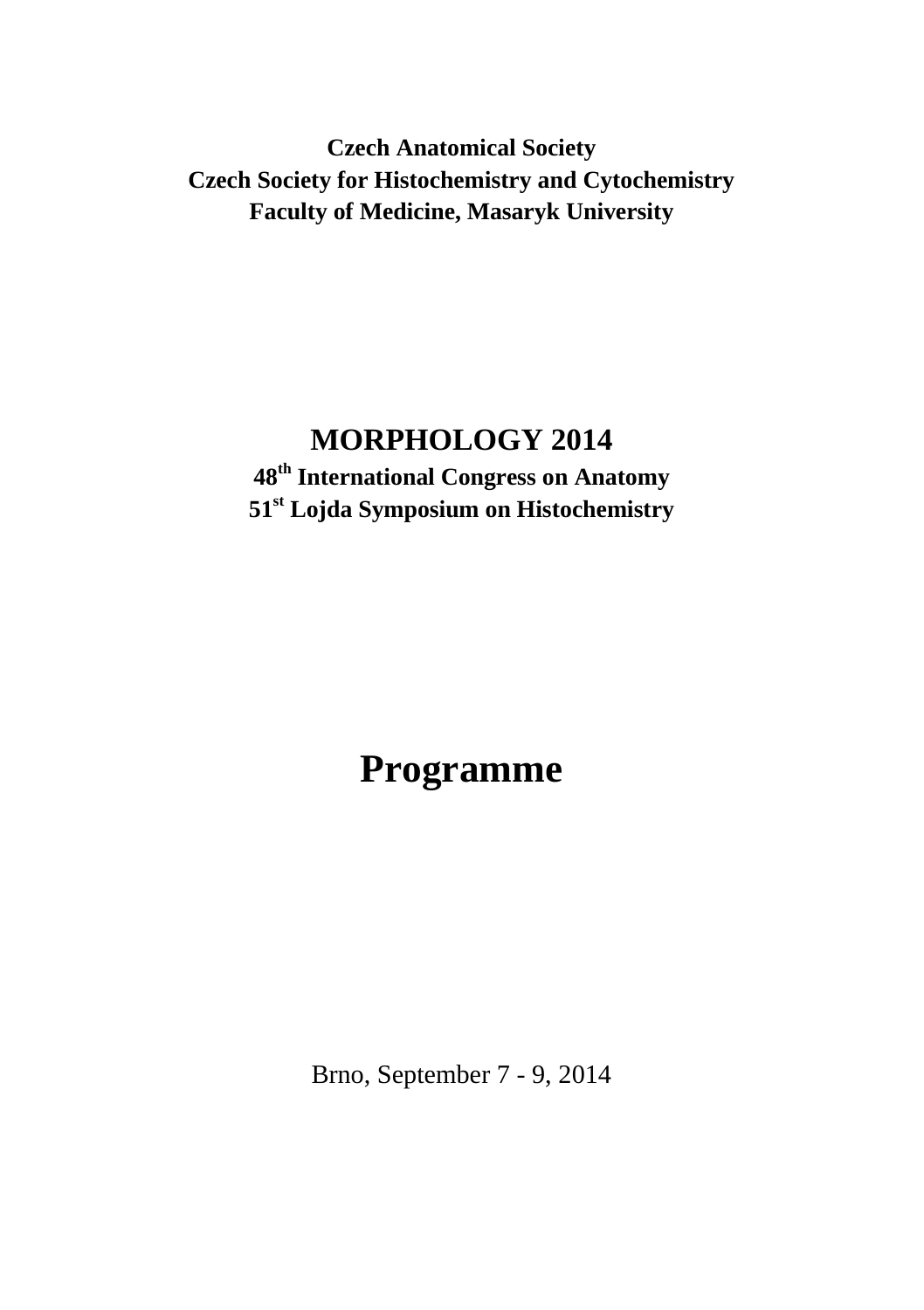**Czech Anatomical Society**
**Czech Society for Histochemistry and Cytochemistry**
**Faculty of Medicine, Masaryk University**

# MORPHOLOGY 2014

**48th International Congress on Anatomy**
**51st Lojda Symposium on Histochemistry**

# Programme

Brno, September 7 - 9, 2014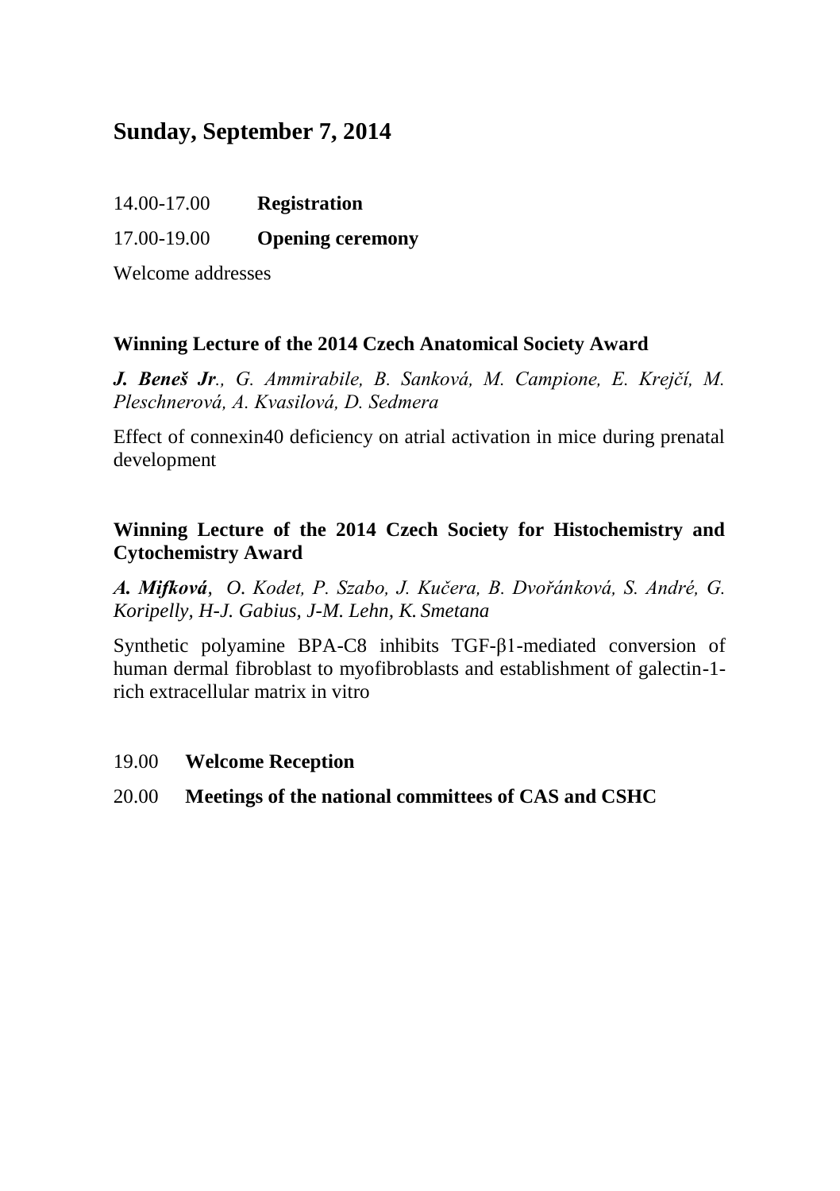## Sunday, September 7, 2014

14.00-17.00 **Registration**

17.00-19.00 **Opening ceremony**

Welcome addresses

### Winning Lecture of the 2014 Czech Anatomical Society Award

***J. Beneš Jr****., G. Ammirabile, B. Sanková, M. Campione, E. Krejčí, M. Pleschnerová, A. Kvasilová, D. Sedmera*

Effect of connexin40 deficiency on atrial activation in mice during prenatal development

### Winning Lecture of the 2014 Czech Society for Histochemistry and Cytochemistry Award

***A. Mifková****, O. Kodet, P. Szabo, J. Kučera, B. Dvořánková, S. André, G. Koripelly, H-J. Gabius, J-M. Lehn, K. Smetana*

Synthetic polyamine BPA-C8 inhibits TGF-β1-mediated conversion of human dermal fibroblast to myofibroblasts and establishment of galectin-1-rich extracellular matrix in vitro

19.00 **Welcome Reception**

20.00 **Meetings of the national committees of CAS and CSHC**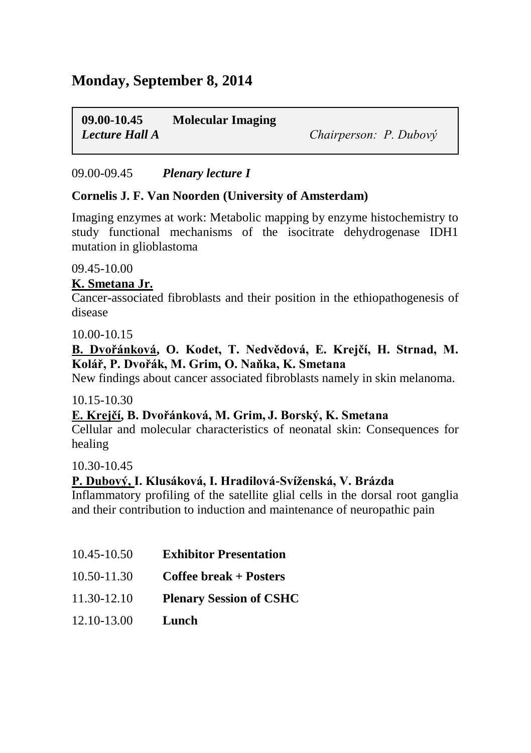## Monday, September 8, 2014

**09.00-10.45 Molecular Imaging**
***Lecture Hall A*** *Chairperson: P. Dubový*

09.00-09.45 ***Plenary lecture I***

**Cornelis J. F. Van Noorden (University of Amsterdam)**

Imaging enzymes at work: Metabolic mapping by enzyme histochemistry to study functional mechanisms of the isocitrate dehydrogenase IDH1 mutation in glioblastoma

09.45-10.00

**K. Smetana Jr.**

Cancer-associated fibroblasts and their position in the ethiopathogenesis of disease

10.00-10.15

**B. Dvořánková, O. Kodet, T. Nedvědová, E. Krejčí, H. Strnad, M. Kolář, P. Dvořák, M. Grim, O. Naňka, K. Smetana**

New findings about cancer associated fibroblasts namely in skin melanoma.

10.15-10.30

**E. Krejčí, B. Dvořánková, M. Grim, J. Borský, K. Smetana**

Cellular and molecular characteristics of neonatal skin: Consequences for healing

10.30-10.45

**P. Dubový, I. Klusáková, I. Hradilová-Svíženská, V. Brázda**

Inflammatory profiling of the satellite glial cells in the dorsal root ganglia and their contribution to induction and maintenance of neuropathic pain

10.45-10.50 **Exhibitor Presentation**

10.50-11.30 **Coffee break + Posters**

11.30-12.10 **Plenary Session of CSHC**

12.10-13.00 **Lunch**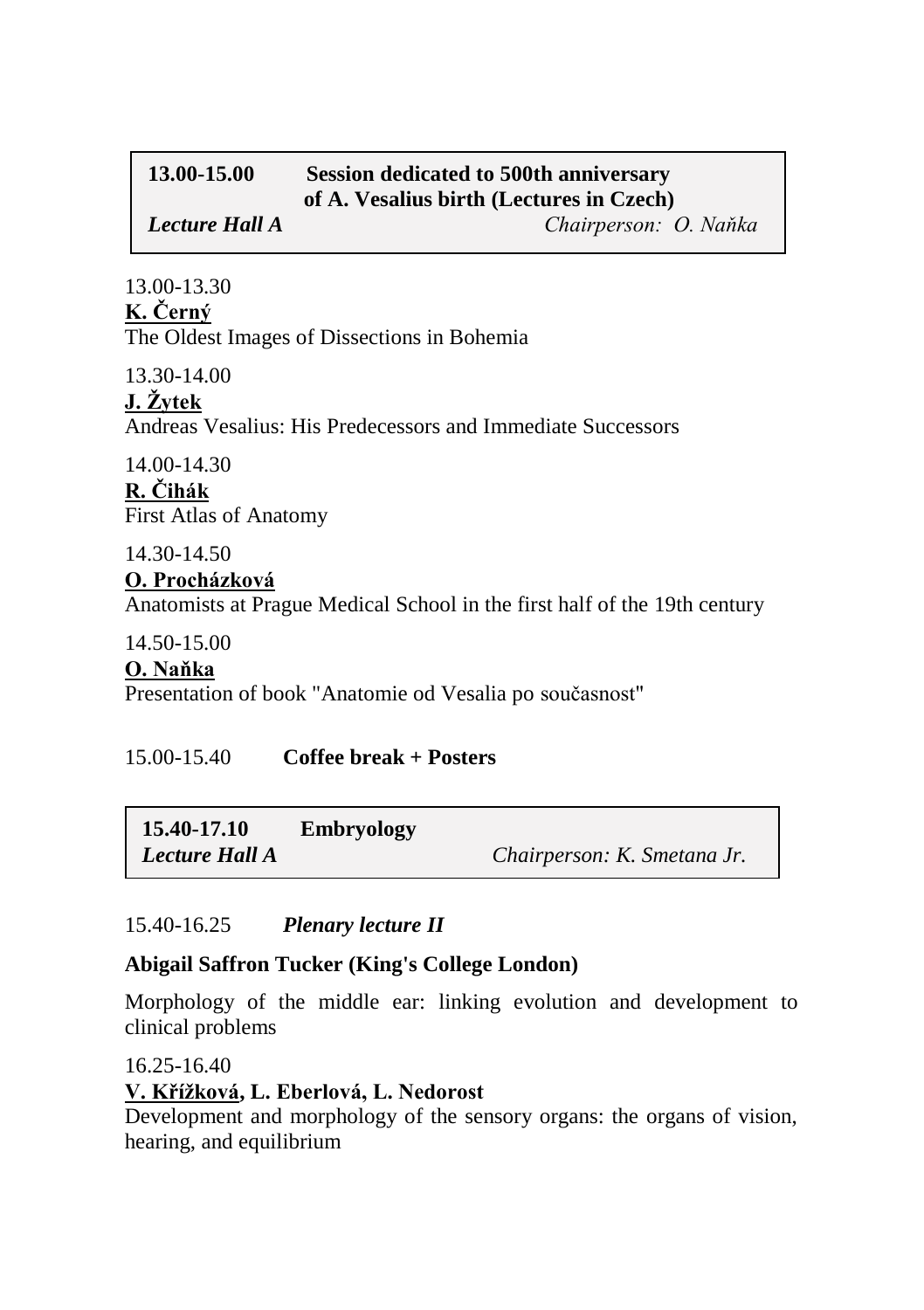**13.00-15.00 Session dedicated to 500th anniversary of A. Vesalius birth (Lectures in Czech)**

***Lecture Hall A*** *Chairperson: O. Naňka*

13.00-13.30

**K. Černý**

The Oldest Images of Dissections in Bohemia

13.30-14.00

**J. Žytek**

Andreas Vesalius: His Predecessors and Immediate Successors

14.00-14.30

**R. Čihák**

First Atlas of Anatomy

14.30-14.50

**O. Procházková**

Anatomists at Prague Medical School in the first half of the 19th century

14.50-15.00

**O. Naňka**

Presentation of book "Anatomie od Vesalia po současnost"

15.00-15.40 **Coffee break + Posters**

**15.40-17.10 Embryology**

***Lecture Hall A*** *Chairperson: K. Smetana Jr.*

15.40-16.25 ***Plenary lecture II***

**Abigail Saffron Tucker (King's College London)**

Morphology of the middle ear: linking evolution and development to clinical problems

16.25-16.40

**V. Křížková, L. Eberlová, L. Nedorost**

Development and morphology of the sensory organs: the organs of vision, hearing, and equilibrium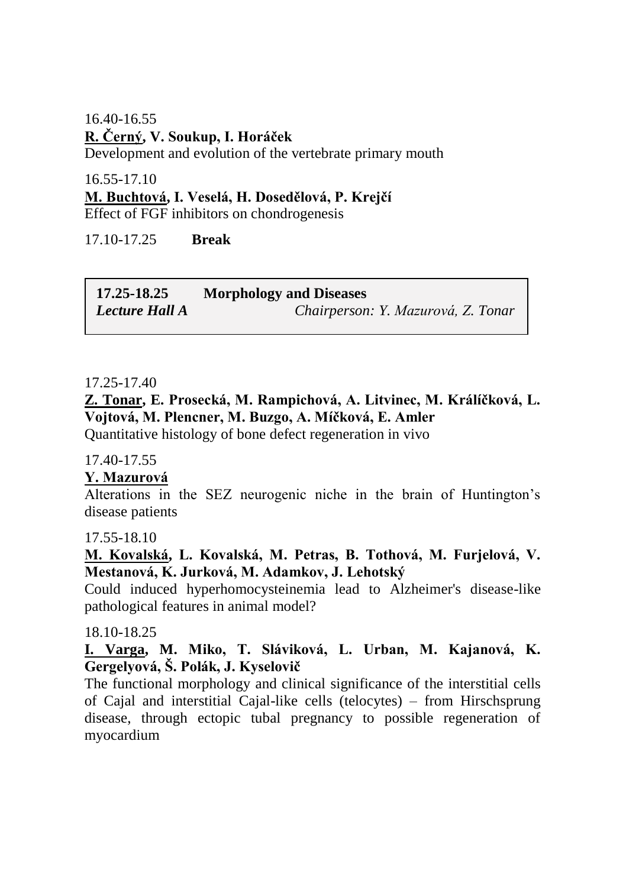16.40-16.55

**<u>R. Černý</u>, V. Soukup, I. Horáček**

Development and evolution of the vertebrate primary mouth

16.55-17.10

**<u>M. Buchtová</u>, I. Veselá, H. Dosedělová, P. Krejčí**

Effect of FGF inhibitors on chondrogenesis

17.10-17.25 **Break**

| **17.25-18.25** | **Morphology and Diseases** |
|---|---|
| ***Lecture Hall A*** | *Chairperson: Y. Mazurová, Z. Tonar* |

17.25-17.40

**<u>Z. Tonar</u>, E. Prosecká, M. Rampichová, A. Litvinec, M. Králíčková, L. Vojtová, M. Plencner, M. Buzgo, A. Míčková, E. Amler**

Quantitative histology of bone defect regeneration in vivo

17.40-17.55

**<u>Y. Mazurová</u>**

Alterations in the SEZ neurogenic niche in the brain of Huntington's disease patients

17.55-18.10

**<u>M. Kovalská</u>, L. Kovalská, M. Petras, B. Tothová, M. Furjelová, V. Mestanová, K. Jurková, M. Adamkov, J. Lehotský**

Could induced hyperhomocysteinemia lead to Alzheimer's disease-like pathological features in animal model?

18.10-18.25

**<u>I. Varga</u>, M. Miko, T. Sláviková, L. Urban, M. Kajanová, K. Gergelyová, Š. Polák, J. Kyselovič**

The functional morphology and clinical significance of the interstitial cells of Cajal and interstitial Cajal-like cells (telocytes) – from Hirschsprung disease, through ectopic tubal pregnancy to possible regeneration of myocardium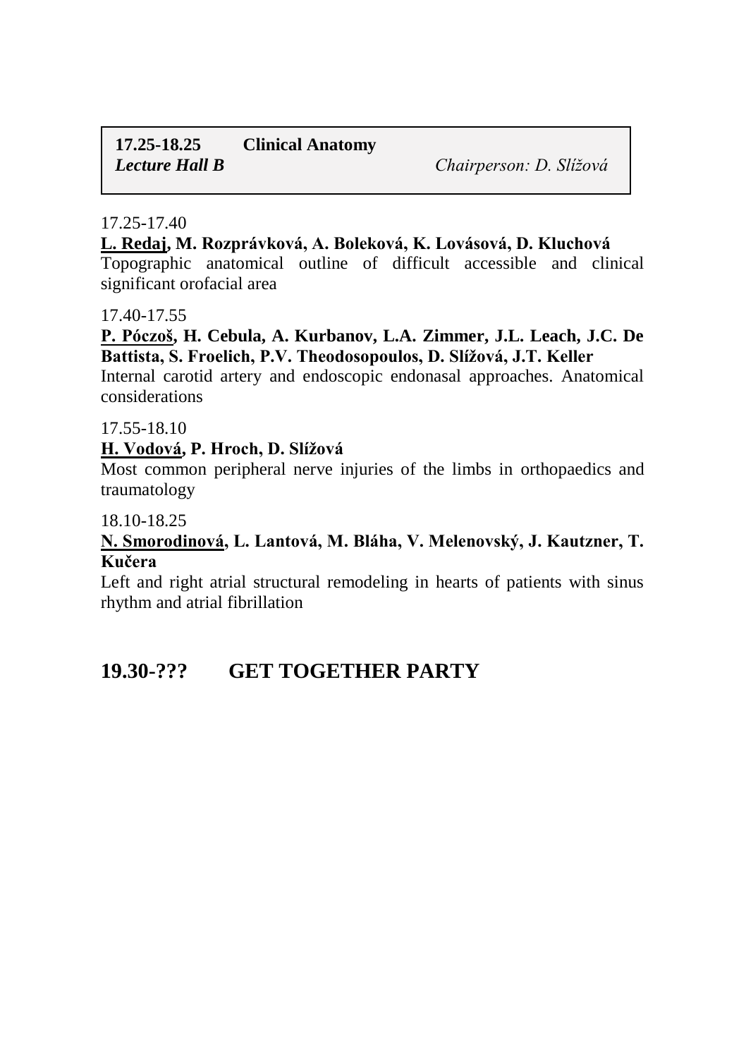**17.25-18.25 Clinical Anatomy**
***Lecture Hall B*** *Chairperson: D. Slížová*

17.25-17.40

**<u>L. Redaj</u>, M. Rozprávková, A. Boleková, K. Lovásová, D. Kluchová**
Topographic anatomical outline of difficult accessible and clinical significant orofacial area

17.40-17.55

**<u>P. Póczoš</u>, H. Cebula, A. Kurbanov, L.A. Zimmer, J.L. Leach, J.C. De Battista, S. Froelich, P.V. Theodosopoulos, D. Slížová, J.T. Keller**
Internal carotid artery and endoscopic endonasal approaches. Anatomical considerations

17.55-18.10

**<u>H. Vodová</u>, P. Hroch, D. Slížová**
Most common peripheral nerve injuries of the limbs in orthopaedics and traumatology

18.10-18.25

**<u>N. Smorodinová</u>, L. Lantová, M. Bláha, V. Melenovský, J. Kautzner, T. Kučera**
Left and right atrial structural remodeling in hearts of patients with sinus rhythm and atrial fibrillation

## 19.30-??? GET TOGETHER PARTY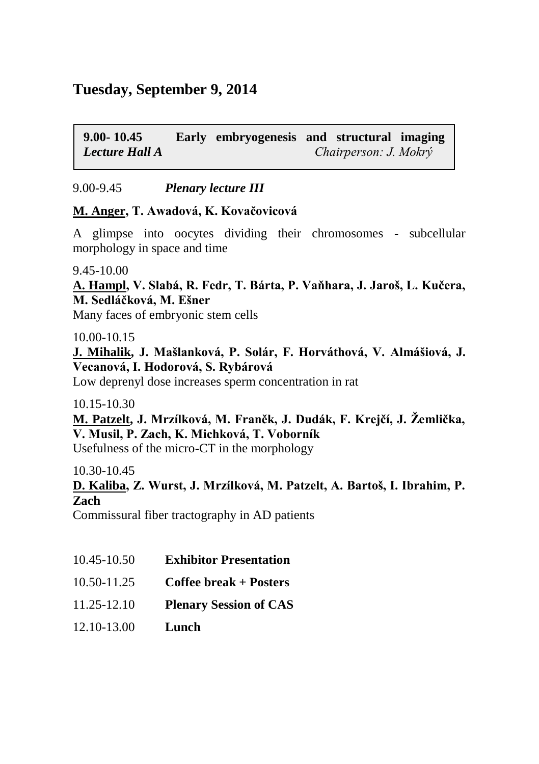## Tuesday, September 9, 2014

**9.00- 10.45 Early embryogenesis and structural imaging**
***Lecture Hall A*** *Chairperson: J. Mokrý*

9.00-9.45 ***Plenary lecture III***

**<u>M. Anger</u>, T. Awadová, K. Kovačovicová**

A glimpse into oocytes dividing their chromosomes - subcellular morphology in space and time

9.45-10.00

**<u>A. Hampl</u>, V. Slabá, R. Fedr, T. Bárta, P. Vaňhara, J. Jaroš, L. Kučera, M. Sedláčková, M. Ešner**

Many faces of embryonic stem cells

10.00-10.15

**<u>J. Mihalik</u>, J. Mašlanková, P. Solár, F. Horváthová, V. Almášiová, J. Vecanová, I. Hodorová, S. Rybárová**

Low deprenyl dose increases sperm concentration in rat

10.15-10.30

**<u>M. Patzelt</u>, J. Mrzílková, M. Franěk, J. Dudák, F. Krejčí, J. Žemlička, V. Musil, P. Zach, K. Michková, T. Voborník**

Usefulness of the micro-CT in the morphology

10.30-10.45

**<u>D. Kaliba</u>, Z. Wurst, J. Mrzílková, M. Patzelt, A. Bartoš, I. Ibrahim, P. Zach**

Commissural fiber tractography in AD patients

10.45-10.50 **Exhibitor Presentation**

10.50-11.25 **Coffee break + Posters**

11.25-12.10 **Plenary Session of CAS**

12.10-13.00 **Lunch**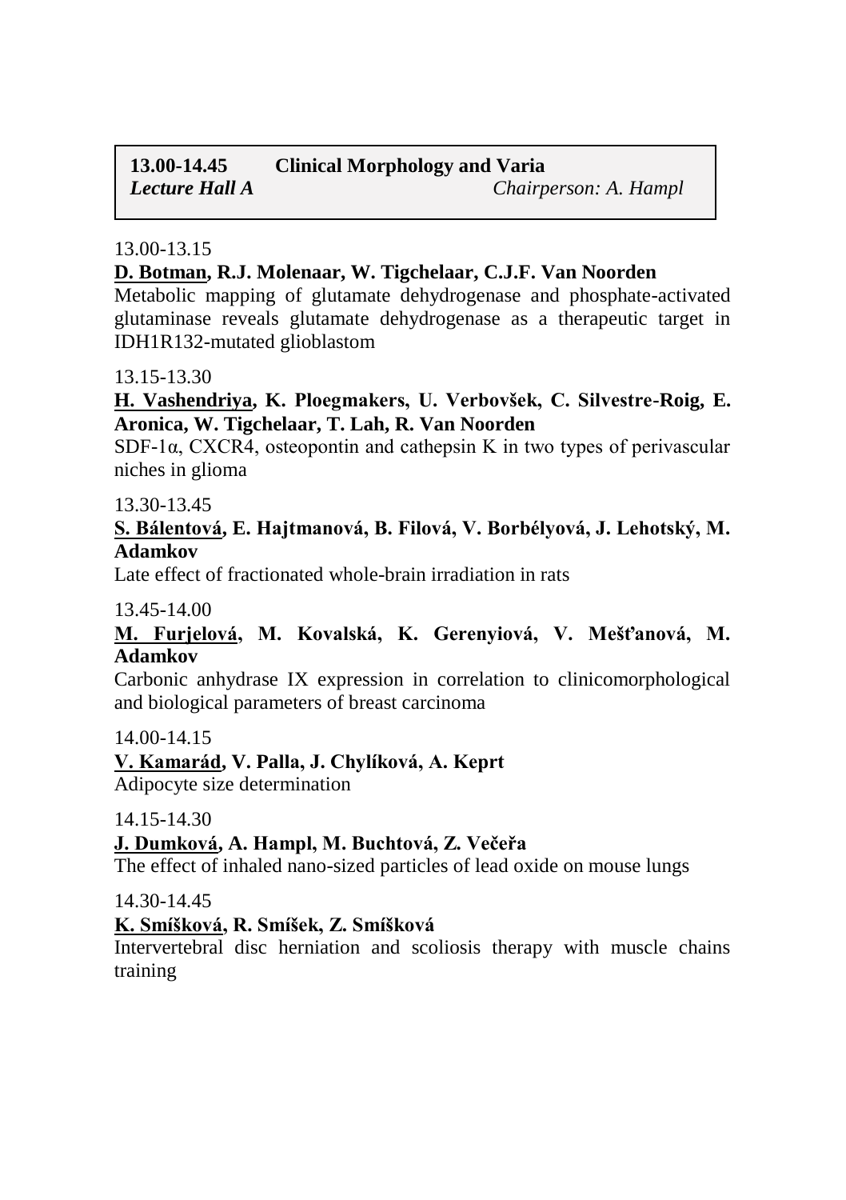**13.00-14.45 Clinical Morphology and Varia**
***Lecture Hall A*** *Chairperson: A. Hampl*

13.00-13.15

**D. Botman, R.J. Molenaar, W. Tigchelaar, C.J.F. Van Noorden**

Metabolic mapping of glutamate dehydrogenase and phosphate-activated glutaminase reveals glutamate dehydrogenase as a therapeutic target in IDH1R132-mutated glioblastom

13.15-13.30

**H. Vashendriya, K. Ploegmakers, U. Verbovšek, C. Silvestre-Roig, E. Aronica, W. Tigchelaar, T. Lah, R. Van Noorden**

SDF-1α, CXCR4, osteopontin and cathepsin K in two types of perivascular niches in glioma

13.30-13.45

**S. Bálentová, E. Hajtmanová, B. Filová, V. Borbélyová, J. Lehotský, M. Adamkov**

Late effect of fractionated whole-brain irradiation in rats

13.45-14.00

**M. Furjelová, M. Kovalská, K. Gerenyiová, V. Mešťanová, M. Adamkov**

Carbonic anhydrase IX expression in correlation to clinicomorphological and biological parameters of breast carcinoma

14.00-14.15

**V. Kamarád, V. Palla, J. Chylíková, A. Keprt**

Adipocyte size determination

14.15-14.30

**J. Dumková, A. Hampl, M. Buchtová, Z. Večeřa**

The effect of inhaled nano-sized particles of lead oxide on mouse lungs

14.30-14.45

**K. Smíšková, R. Smíšek, Z. Smíšková**

Intervertebral disc herniation and scoliosis therapy with muscle chains training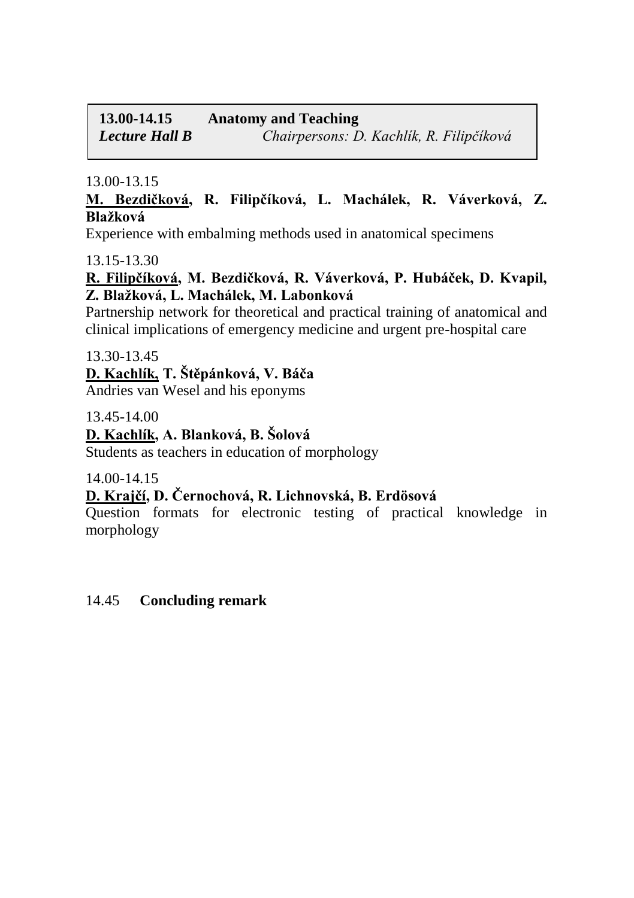**13.00-14.15 Anatomy and Teaching**
***Lecture Hall B*** *Chairpersons: D. Kachlík, R. Filipčíková*

13.00-13.15

**M. Bezdičková, R. Filipčíková, L. Machálek, R. Váverková, Z. Blažková**

Experience with embalming methods used in anatomical specimens

13.15-13.30

**R. Filipčíková, M. Bezdičková, R. Váverková, P. Hubáček, D. Kvapil, Z. Blažková, L. Machálek, M. Labonková**

Partnership network for theoretical and practical training of anatomical and clinical implications of emergency medicine and urgent pre-hospital care

13.30-13.45

**D. Kachlík, T. Štěpánková, V. Báča**

Andries van Wesel and his eponyms

13.45-14.00

**D. Kachlík, A. Blanková, B. Šolová**

Students as teachers in education of morphology

14.00-14.15

**D. Krajčí, D. Černochová, R. Lichnovská, B. Erdösová**

Question formats for electronic testing of practical knowledge in morphology

14.45 **Concluding remark**